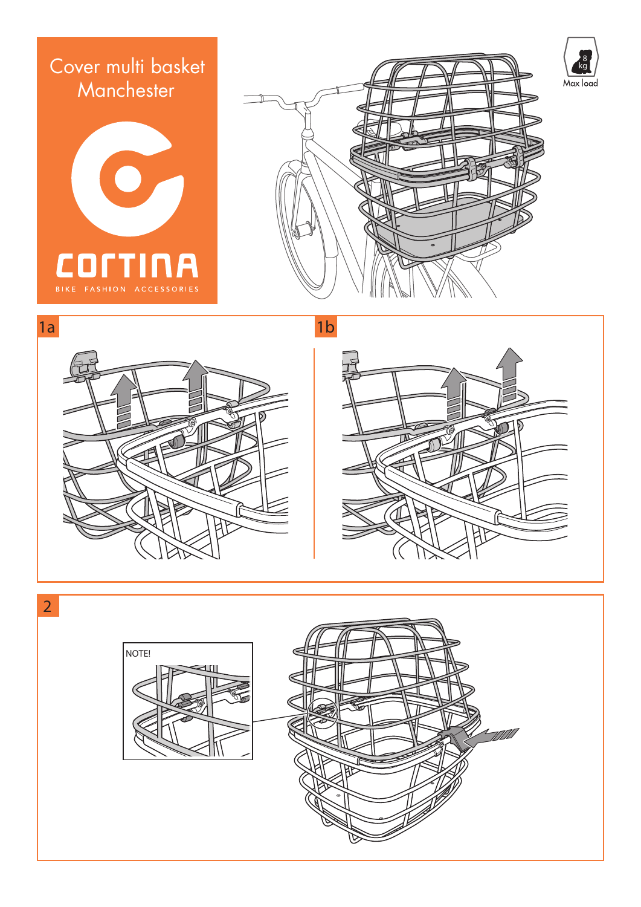# Cover multi basket Manchester

CORTINA

BIKE FASHION ACCESSORIES

8 kg

Max load

1a

1b

2

NOTE!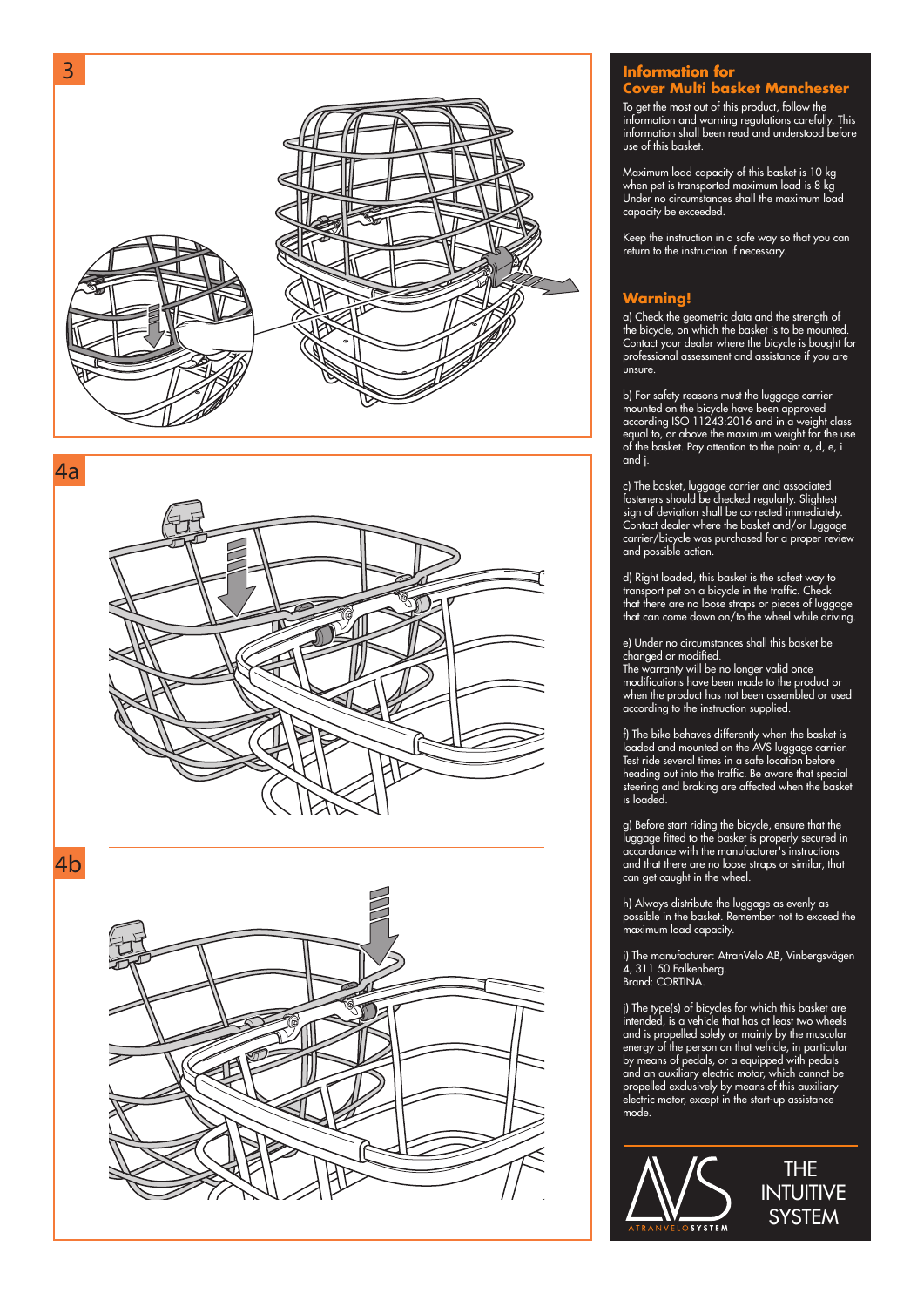3

4a

4b

## Information for Cover Multi basket Manchester

To get the most out of this product, follow the information and warning regulations carefully. This information shall been read and understood before use of this basket.

Maximum load capacity of this basket is 10 kg when pet is transported maximum load is 8 kg Under no circumstances shall the maximum load capacity be exceeded.

Keep the instruction in a safe way so that you can return to the instruction if necessary.

## Warning!

a) Check the geometric data and the strength of the bicycle, on which the basket is to be mounted. Contact your dealer where the bicycle is bought for professional assessment and assistance if you are unsure.

b) For safety reasons must the luggage carrier mounted on the bicycle have been approved according ISO 11243:2016 and in a weight class equal to, or above the maximum weight for the use of the basket. Pay attention to the point a, d, e, i and j.

c) The basket, luggage carrier and associated fasteners should be checked regularly. Slightest sign of deviation shall be corrected immediately. Contact dealer where the basket and/or luggage carrier/bicycle was purchased for a proper review and possible action.

d) Right loaded, this basket is the safest way to transport pet on a bicycle in the traffic. Check that there are no loose straps or pieces of luggage that can come down on/to the wheel while driving.

e) Under no circumstances shall this basket be changed or modified.
The warranty will be no longer valid once modifications have been made to the product or when the product has not been assembled or used according to the instruction supplied.

f) The bike behaves differently when the basket is loaded and mounted on the AVS luggage carrier. Test ride several times in a safe location before heading out into the traffic. Be aware that special steering and braking are affected when the basket is loaded.

g) Before start riding the bicycle, ensure that the luggage fitted to the basket is properly secured in accordance with the manufacturer's instructions and that there are no loose straps or similar, that can get caught in the wheel.

h) Always distribute the luggage as evenly as possible in the basket. Remember not to exceed the maximum load capacity.

i) The manufacturer: AtranVelo AB, Vinbergsvägen 4, 311 50 Falkenberg.
Brand: CORTINA.

j) The type(s) of bicycles for which this basket are intended, is a vehicle that has at least two wheels and is propelled solely or mainly by the muscular energy of the person on that vehicle, in particular by means of pedals, or a equipped with pedals and an auxiliary electric motor, which cannot be propelled exclusively by means of this auxiliary electric motor, except in the start-up assistance mode.

AVS ATRANVELOSYSTEM

THE INTUITIVE SYSTEM